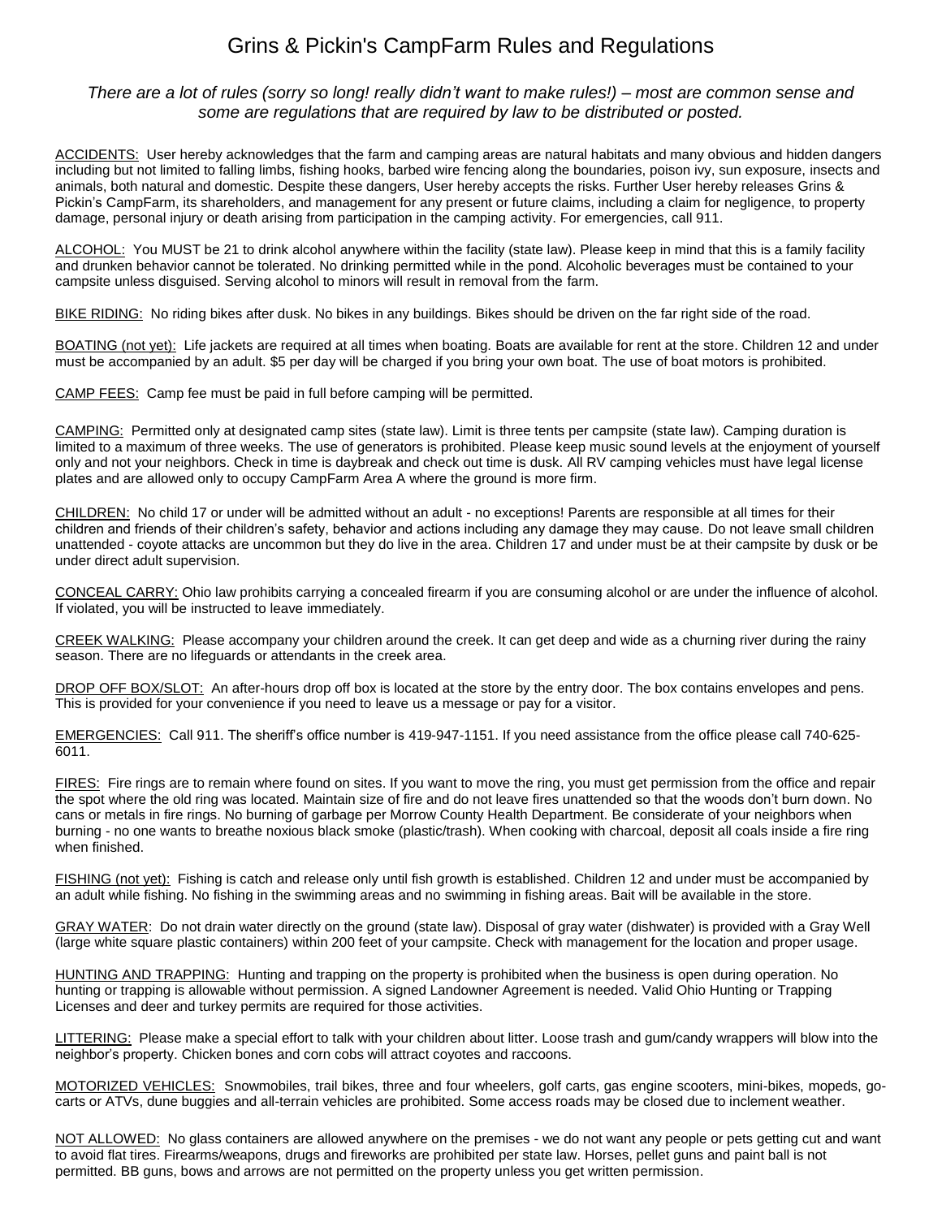# Grins & Pickin's CampFarm Rules and Regulations

*There are a lot of rules (sorry so long! really didn't want to make rules!) – most are common sense and some are regulations that are required by law to be distributed or posted.*

ACCIDENTS: User hereby acknowledges that the farm and camping areas are natural habitats and many obvious and hidden dangers including but not limited to falling limbs, fishing hooks, barbed wire fencing along the boundaries, poison ivy, sun exposure, insects and animals, both natural and domestic. Despite these dangers, User hereby accepts the risks. Further User hereby releases Grins & Pickin's CampFarm, its shareholders, and management for any present or future claims, including a claim for negligence, to property damage, personal injury or death arising from participation in the camping activity. For emergencies, call 911.

ALCOHOL: You MUST be 21 to drink alcohol anywhere within the facility (state law). Please keep in mind that this is a family facility and drunken behavior cannot be tolerated. No drinking permitted while in the pond. Alcoholic beverages must be contained to your campsite unless disguised. Serving alcohol to minors will result in removal from the farm.

BIKE RIDING: No riding bikes after dusk. No bikes in any buildings. Bikes should be driven on the far right side of the road.

BOATING (not yet): Life jackets are required at all times when boating. Boats are available for rent at the store. Children 12 and under must be accompanied by an adult. $5 per day will be charged if you bring your own boat. The use of boat motors is prohibited.

CAMP FEES: Camp fee must be paid in full before camping will be permitted.

CAMPING: Permitted only at designated camp sites (state law). Limit is three tents per campsite (state law). Camping duration is limited to a maximum of three weeks. The use of generators is prohibited. Please keep music sound levels at the enjoyment of yourself only and not your neighbors. Check in time is daybreak and check out time is dusk. All RV camping vehicles must have legal license plates and are allowed only to occupy CampFarm Area A where the ground is more firm.

CHILDREN: No child 17 or under will be admitted without an adult - no exceptions! Parents are responsible at all times for their children and friends of their children's safety, behavior and actions including any damage they may cause. Do not leave small children unattended - coyote attacks are uncommon but they do live in the area. Children 17 and under must be at their campsite by dusk or be under direct adult supervision.

CONCEAL CARRY: Ohio law prohibits carrying a concealed firearm if you are consuming alcohol or are under the influence of alcohol. If violated, you will be instructed to leave immediately.

CREEK WALKING: Please accompany your children around the creek. It can get deep and wide as a churning river during the rainy season. There are no lifeguards or attendants in the creek area.

DROP OFF BOX/SLOT: An after-hours drop off box is located at the store by the entry door. The box contains envelopes and pens. This is provided for your convenience if you need to leave us a message or pay for a visitor.

EMERGENCIES: Call 911. The sheriff's office number is 419-947-1151. If you need assistance from the office please call 740-625-6011.

FIRES: Fire rings are to remain where found on sites. If you want to move the ring, you must get permission from the office and repair the spot where the old ring was located. Maintain size of fire and do not leave fires unattended so that the woods don't burn down. No cans or metals in fire rings. No burning of garbage per Morrow County Health Department. Be considerate of your neighbors when burning - no one wants to breathe noxious black smoke (plastic/trash). When cooking with charcoal, deposit all coals inside a fire ring when finished.

FISHING (not yet): Fishing is catch and release only until fish growth is established. Children 12 and under must be accompanied by an adult while fishing. No fishing in the swimming areas and no swimming in fishing areas. Bait will be available in the store.

GRAY WATER: Do not drain water directly on the ground (state law). Disposal of gray water (dishwater) is provided with a Gray Well (large white square plastic containers) within 200 feet of your campsite. Check with management for the location and proper usage.

HUNTING AND TRAPPING: Hunting and trapping on the property is prohibited when the business is open during operation. No hunting or trapping is allowable without permission. A signed Landowner Agreement is needed. Valid Ohio Hunting or Trapping Licenses and deer and turkey permits are required for those activities.

LITTERING: Please make a special effort to talk with your children about litter. Loose trash and gum/candy wrappers will blow into the neighbor's property. Chicken bones and corn cobs will attract coyotes and raccoons.

MOTORIZED VEHICLES: Snowmobiles, trail bikes, three and four wheelers, golf carts, gas engine scooters, mini-bikes, mopeds, go-carts or ATVs, dune buggies and all-terrain vehicles are prohibited. Some access roads may be closed due to inclement weather.

NOT ALLOWED: No glass containers are allowed anywhere on the premises - we do not want any people or pets getting cut and want to avoid flat tires. Firearms/weapons, drugs and fireworks are prohibited per state law. Horses, pellet guns and paint ball is not permitted. BB guns, bows and arrows are not permitted on the property unless you get written permission.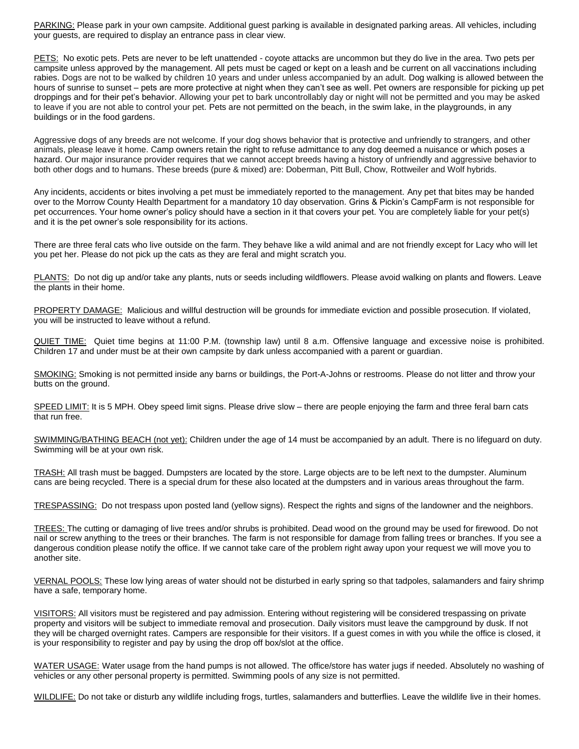PARKING: Please park in your own campsite. Additional guest parking is available in designated parking areas. All vehicles, including your guests, are required to display an entrance pass in clear view.

PETS: No exotic pets. Pets are never to be left unattended - coyote attacks are uncommon but they do live in the area. Two pets per campsite unless approved by the management. All pets must be caged or kept on a leash and be current on all vaccinations including rabies. Dogs are not to be walked by children 10 years and under unless accompanied by an adult. Dog walking is allowed between the hours of sunrise to sunset – pets are more protective at night when they can't see as well. Pet owners are responsible for picking up pet droppings and for their pet's behavior. Allowing your pet to bark uncontrollably day or night will not be permitted and you may be asked to leave if you are not able to control your pet. Pets are not permitted on the beach, in the swim lake, in the playgrounds, in any buildings or in the food gardens.

Aggressive dogs of any breeds are not welcome. If your dog shows behavior that is protective and unfriendly to strangers, and other animals, please leave it home. Camp owners retain the right to refuse admittance to any dog deemed a nuisance or which poses a hazard. Our major insurance provider requires that we cannot accept breeds having a history of unfriendly and aggressive behavior to both other dogs and to humans. These breeds (pure & mixed) are: Doberman, Pitt Bull, Chow, Rottweiler and Wolf hybrids.

Any incidents, accidents or bites involving a pet must be immediately reported to the management. Any pet that bites may be handed over to the Morrow County Health Department for a mandatory 10 day observation. Grins & Pickin's CampFarm is not responsible for pet occurrences. Your home owner's policy should have a section in it that covers your pet. You are completely liable for your pet(s) and it is the pet owner's sole responsibility for its actions.

There are three feral cats who live outside on the farm. They behave like a wild animal and are not friendly except for Lacy who will let you pet her. Please do not pick up the cats as they are feral and might scratch you.

PLANTS: Do not dig up and/or take any plants, nuts or seeds including wildflowers. Please avoid walking on plants and flowers. Leave the plants in their home.

PROPERTY DAMAGE: Malicious and willful destruction will be grounds for immediate eviction and possible prosecution. If violated, you will be instructed to leave without a refund.

QUIET TIME: Quiet time begins at 11:00 P.M. (township law) until 8 a.m. Offensive language and excessive noise is prohibited. Children 17 and under must be at their own campsite by dark unless accompanied with a parent or guardian.

SMOKING: Smoking is not permitted inside any barns or buildings, the Port-A-Johns or restrooms. Please do not litter and throw your butts on the ground.

SPEED LIMIT: It is 5 MPH. Obey speed limit signs. Please drive slow – there are people enjoying the farm and three feral barn cats that run free.

SWIMMING/BATHING BEACH (not yet): Children under the age of 14 must be accompanied by an adult. There is no lifeguard on duty. Swimming will be at your own risk.

TRASH: All trash must be bagged. Dumpsters are located by the store. Large objects are to be left next to the dumpster. Aluminum cans are being recycled. There is a special drum for these also located at the dumpsters and in various areas throughout the farm.

TRESPASSING: Do not trespass upon posted land (yellow signs). Respect the rights and signs of the landowner and the neighbors.

TREES: The cutting or damaging of live trees and/or shrubs is prohibited. Dead wood on the ground may be used for firewood. Do not nail or screw anything to the trees or their branches. The farm is not responsible for damage from falling trees or branches. If you see a dangerous condition please notify the office. If we cannot take care of the problem right away upon your request we will move you to another site.

VERNAL POOLS: These low lying areas of water should not be disturbed in early spring so that tadpoles, salamanders and fairy shrimp have a safe, temporary home.

VISITORS: All visitors must be registered and pay admission. Entering without registering will be considered trespassing on private property and visitors will be subject to immediate removal and prosecution. Daily visitors must leave the campground by dusk. If not they will be charged overnight rates. Campers are responsible for their visitors. If a guest comes in with you while the office is closed, it is your responsibility to register and pay by using the drop off box/slot at the office.

WATER USAGE: Water usage from the hand pumps is not allowed. The office/store has water jugs if needed. Absolutely no washing of vehicles or any other personal property is permitted. Swimming pools of any size is not permitted.

WILDLIFE: Do not take or disturb any wildlife including frogs, turtles, salamanders and butterflies. Leave the wildlife live in their homes.